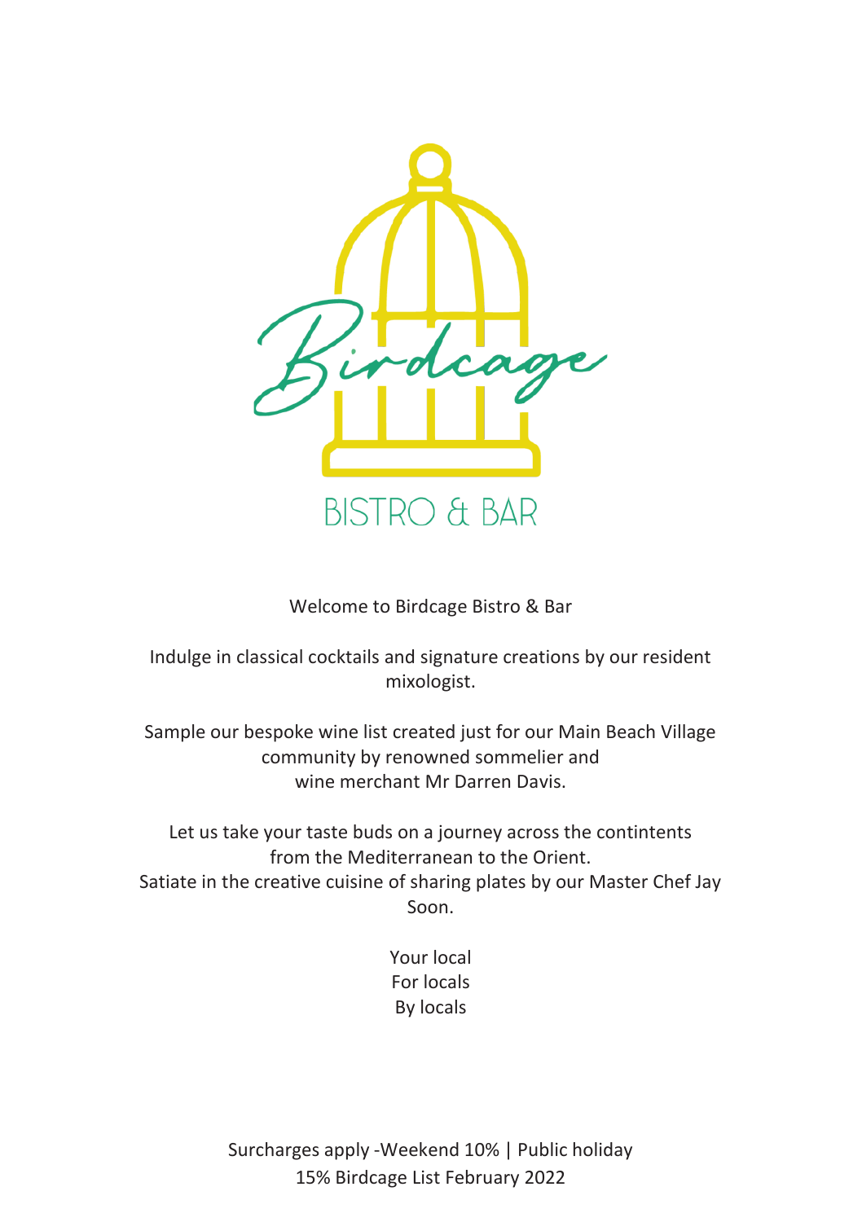# Birdcage

## BISTRO & BAR

Welcome to Birdcage Bistro & Bar

Indulge in classical cocktails and signature creations by our resident mixologist.

Sample our bespoke wine list created just for our Main Beach Village community by renowned sommelier and wine merchant Mr Darren Davis.

Let us take your taste buds on a journey across the contintents from the Mediterranean to the Orient.
Satiate in the creative cuisine of sharing plates by our Master Chef Jay Soon.

Your local
For locals
By locals

Surcharges apply -Weekend 10% | Public holiday 15% Birdcage List February 2022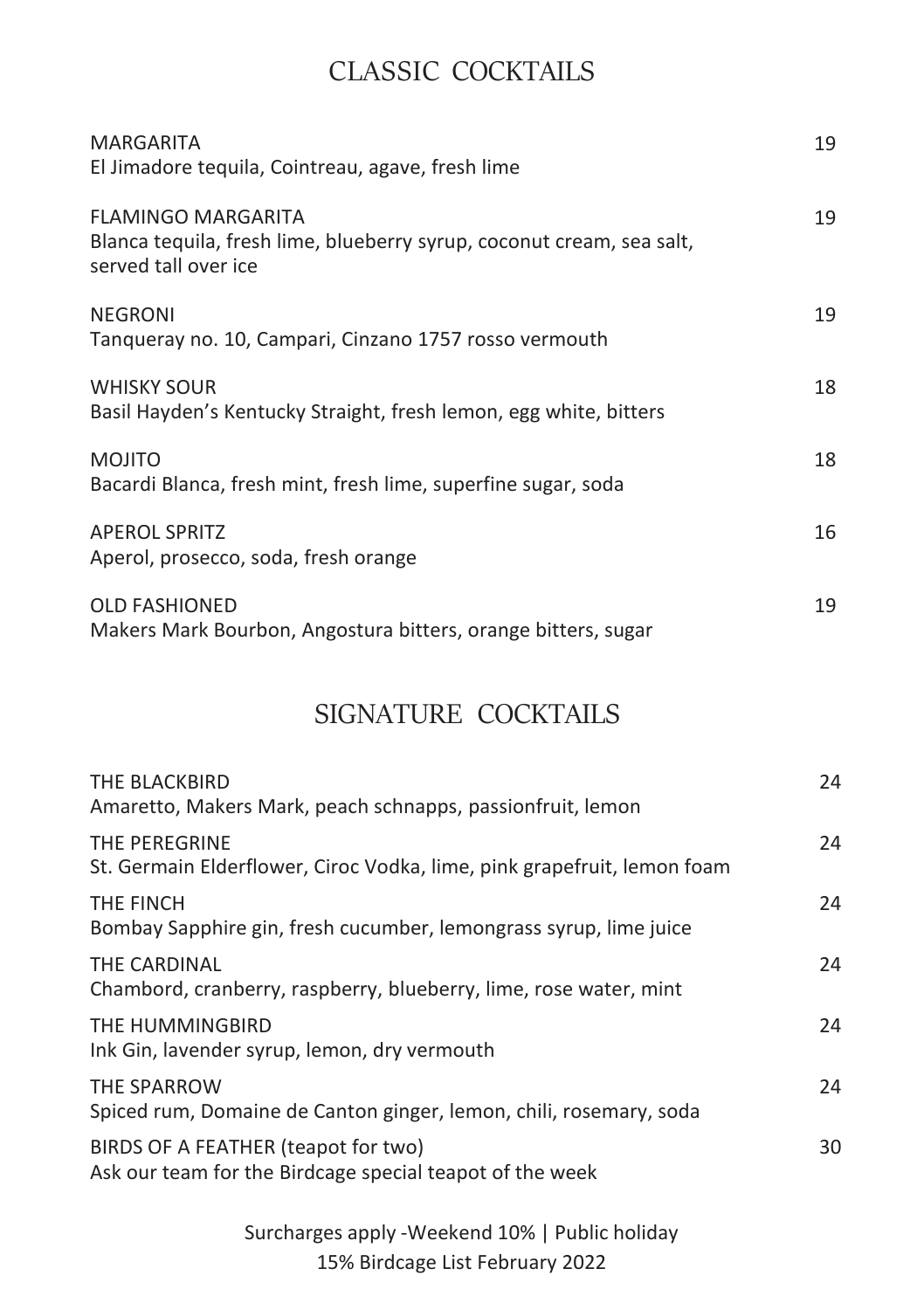# CLASSIC COCKTAILS

**MARGARITA** — 19
El Jimadore tequila, Cointreau, agave, fresh lime

**FLAMINGO MARGARITA** — 19
Blanca tequila, fresh lime, blueberry syrup, coconut cream, sea salt, served tall over ice

**NEGRONI** — 19
Tanqueray no. 10, Campari, Cinzano 1757 rosso vermouth

**WHISKY SOUR** — 18
Basil Hayden's Kentucky Straight, fresh lemon, egg white, bitters

**MOJITO** — 18
Bacardi Blanca, fresh mint, fresh lime, superfine sugar, soda

**APEROL SPRITZ** — 16
Aperol, prosecco, soda, fresh orange

**OLD FASHIONED** — 19
Makers Mark Bourbon, Angostura bitters, orange bitters, sugar

# SIGNATURE COCKTAILS

**THE BLACKBIRD** — 24
Amaretto, Makers Mark, peach schnapps, passionfruit, lemon

**THE PEREGRINE** — 24
St. Germain Elderflower, Ciroc Vodka, lime, pink grapefruit, lemon foam

**THE FINCH** — 24
Bombay Sapphire gin, fresh cucumber, lemongrass syrup, lime juice

**THE CARDINAL** — 24
Chambord, cranberry, raspberry, blueberry, lime, rose water, mint

**THE HUMMINGBIRD** — 24
Ink Gin, lavender syrup, lemon, dry vermouth

**THE SPARROW** — 24
Spiced rum, Domaine de Canton ginger, lemon, chili, rosemary, soda

**BIRDS OF A FEATHER (teapot for two)** — 30
Ask our team for the Birdcage special teapot of the week

Surcharges apply -Weekend 10% | Public holiday 15% Birdcage List February 2022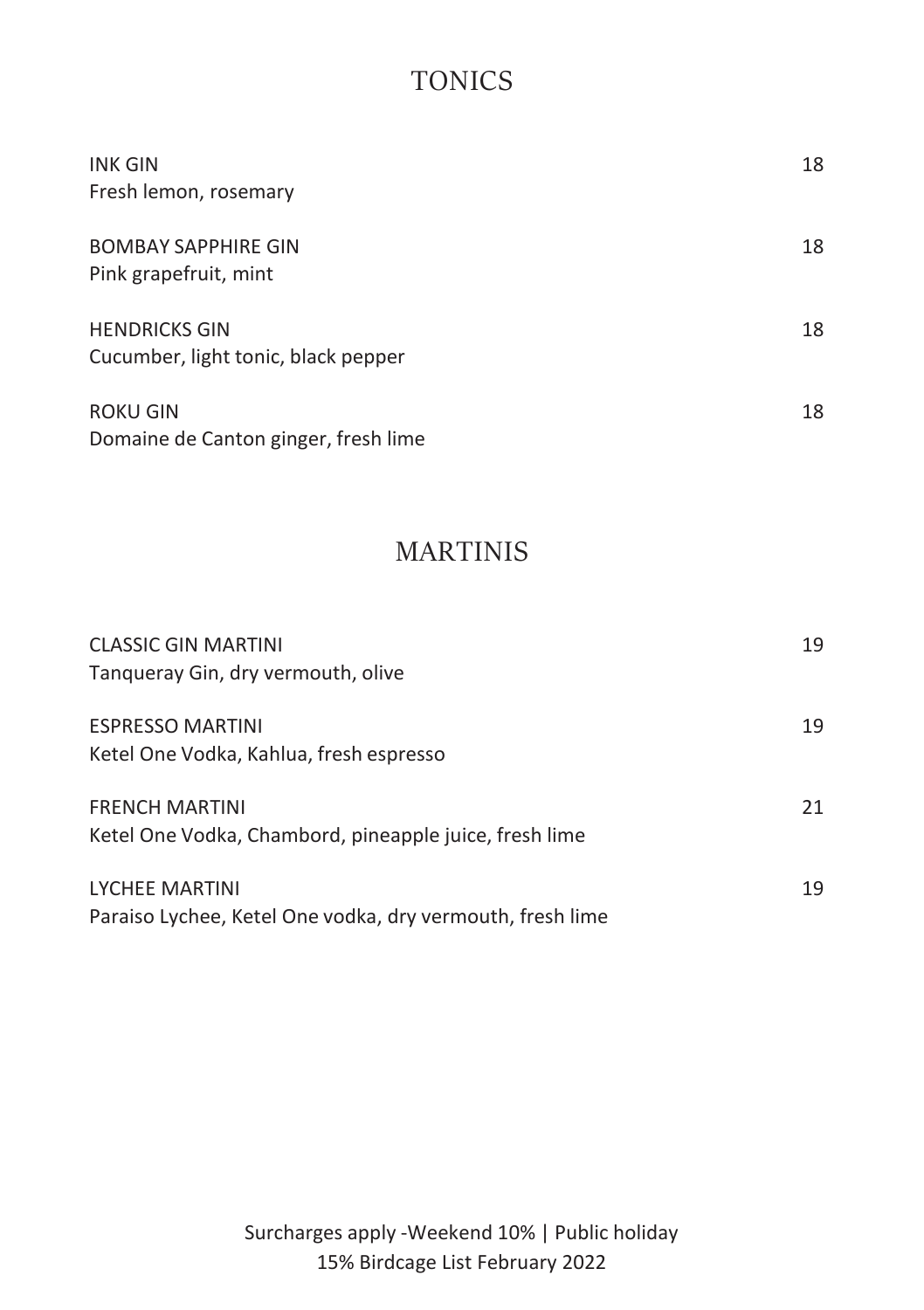## TONICS

**INK GIN** — 18
Fresh lemon, rosemary

**BOMBAY SAPPHIRE GIN** — 18
Pink grapefruit, mint

**HENDRICKS GIN** — 18
Cucumber, light tonic, black pepper

**ROKU GIN** — 18
Domaine de Canton ginger, fresh lime

## MARTINIS

**CLASSIC GIN MARTINI** — 19
Tanqueray Gin, dry vermouth, olive

**ESPRESSO MARTINI** — 19
Ketel One Vodka, Kahlua, fresh espresso

**FRENCH MARTINI** — 21
Ketel One Vodka, Chambord, pineapple juice, fresh lime

**LYCHEE MARTINI** — 19
Paraiso Lychee, Ketel One vodka, dry vermouth, fresh lime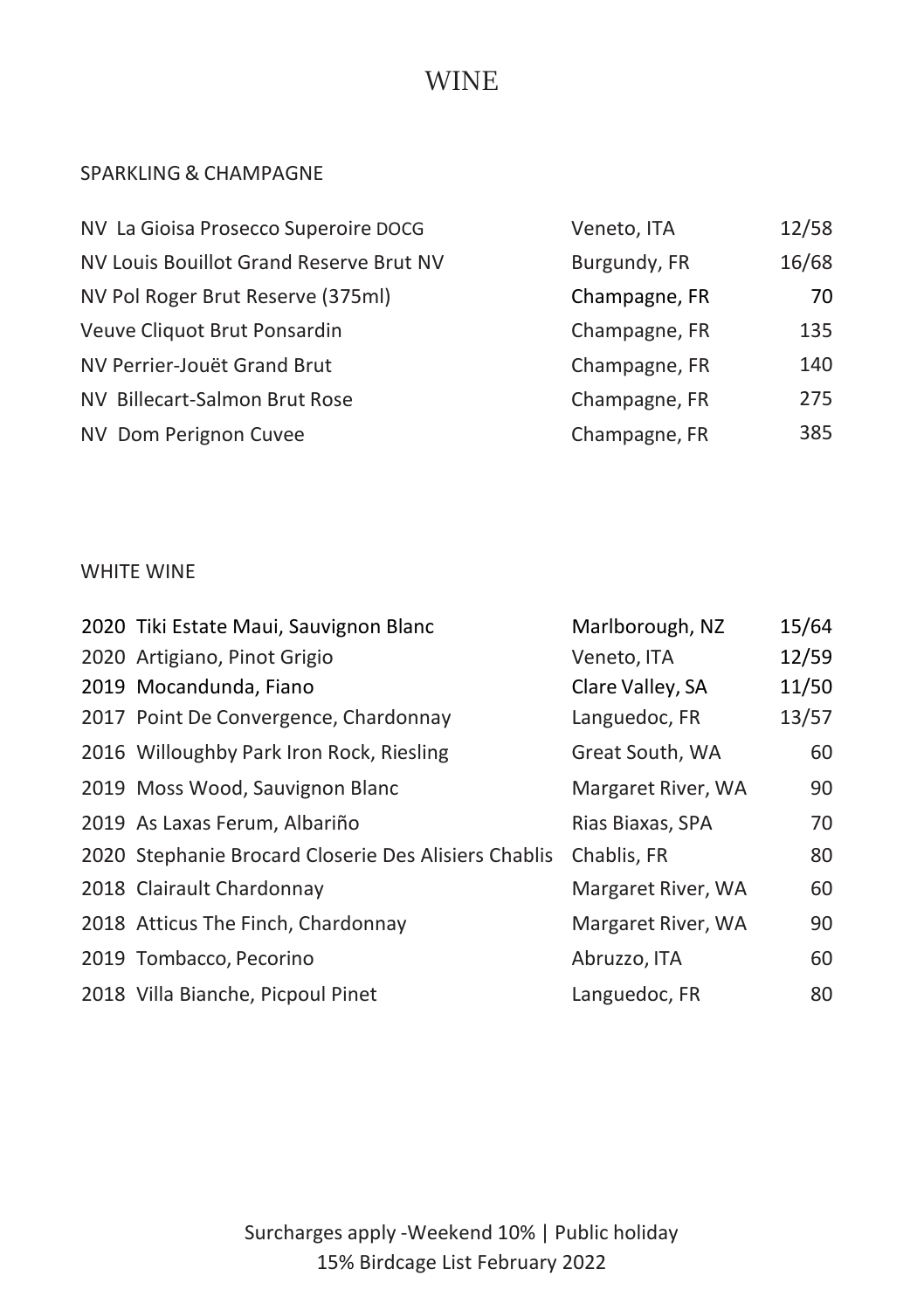# WINE

## SPARKLING & CHAMPAGNE

| | | |
|---|---|---|
| NV La Gioisa Prosecco Superoire DOCG | Veneto, ITA | 12/58 |
| NV Louis Bouillot Grand Reserve Brut NV | Burgundy, FR | 16/68 |
| NV Pol Roger Brut Reserve (375ml) | Champagne, FR | 70 |
| Veuve Cliquot Brut Ponsardin | Champagne, FR | 135 |
| NV Perrier-Jouët Grand Brut | Champagne, FR | 140 |
| NV Billecart-Salmon Brut Rose | Champagne, FR | 275 |
| NV Dom Perignon Cuvee | Champagne, FR | 385 |

## WHITE WINE

| | | |
|---|---|---|
| 2020 Tiki Estate Maui, Sauvignon Blanc | Marlborough, NZ | 15/64 |
| 2020 Artigiano, Pinot Grigio | Veneto, ITA | 12/59 |
| 2019 Mocandunda, Fiano | Clare Valley, SA | 11/50 |
| 2017 Point De Convergence, Chardonnay | Languedoc, FR | 13/57 |
| 2016 Willoughby Park Iron Rock, Riesling | Great South, WA | 60 |
| 2019 Moss Wood, Sauvignon Blanc | Margaret River, WA | 90 |
| 2019 As Laxas Ferum, Albariño | Rias Biaxas, SPA | 70 |
| 2020 Stephanie Brocard Closerie Des Alisiers Chablis | Chablis, FR | 80 |
| 2018 Clairault Chardonnay | Margaret River, WA | 60 |
| 2018 Atticus The Finch, Chardonnay | Margaret River, WA | 90 |
| 2019 Tombacco, Pecorino | Abruzzo, ITA | 60 |
| 2018 Villa Bianche, Picpoul Pinet | Languedoc, FR | 80 |

Surcharges apply -Weekend 10% | Public holiday 15% Birdcage List February 2022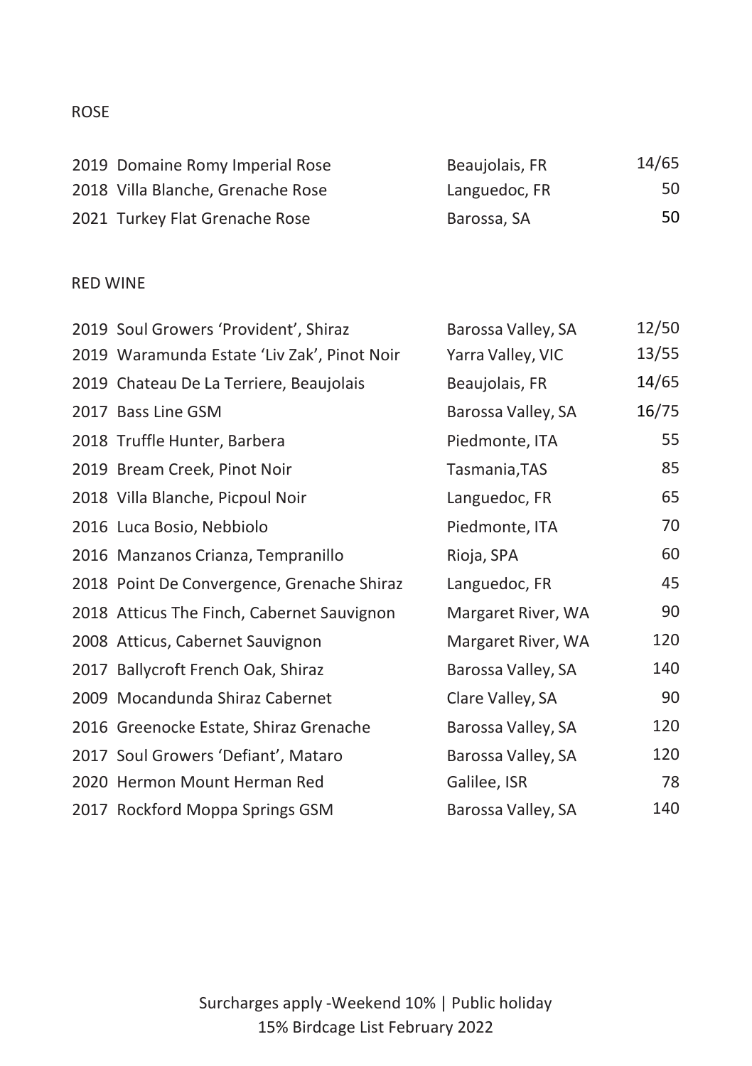## ROSE

| | | | |
|---|---|---|---|
| 2019 | Domaine Romy Imperial Rose | Beaujolais, FR | 14/65 |
| 2018 | Villa Blanche, Grenache Rose | Languedoc, FR | 50 |
| 2021 | Turkey Flat Grenache Rose | Barossa, SA | 50 |

## RED WINE

| | | | |
|---|---|---|---|
| 2019 | Soul Growers 'Provident', Shiraz | Barossa Valley, SA | 12/50 |
| 2019 | Waramunda Estate 'Liv Zak', Pinot Noir | Yarra Valley, VIC | 13/55 |
| 2019 | Chateau De La Terriere, Beaujolais | Beaujolais, FR | 14/65 |
| 2017 | Bass Line GSM | Barossa Valley, SA | 16/75 |
| 2018 | Truffle Hunter, Barbera | Piedmonte, ITA | 55 |
| 2019 | Bream Creek, Pinot Noir | Tasmania,TAS | 85 |
| 2018 | Villa Blanche, Picpoul Noir | Languedoc, FR | 65 |
| 2016 | Luca Bosio, Nebbiolo | Piedmonte, ITA | 70 |
| 2016 | Manzanos Crianza, Tempranillo | Rioja, SPA | 60 |
| 2018 | Point De Convergence, Grenache Shiraz | Languedoc, FR | 45 |
| 2018 | Atticus The Finch, Cabernet Sauvignon | Margaret River, WA | 90 |
| 2008 | Atticus, Cabernet Sauvignon | Margaret River, WA | 120 |
| 2017 | Ballycroft French Oak, Shiraz | Barossa Valley, SA | 140 |
| 2009 | Mocandunda Shiraz Cabernet | Clare Valley, SA | 90 |
| 2016 | Greenocke Estate, Shiraz Grenache | Barossa Valley, SA | 120 |
| 2017 | Soul Growers 'Defiant', Mataro | Barossa Valley, SA | 120 |
| 2020 | Hermon Mount Herman Red | Galilee, ISR | 78 |
| 2017 | Rockford Moppa Springs GSM | Barossa Valley, SA | 140 |

Surcharges apply -Weekend 10% | Public holiday 15% Birdcage List February 2022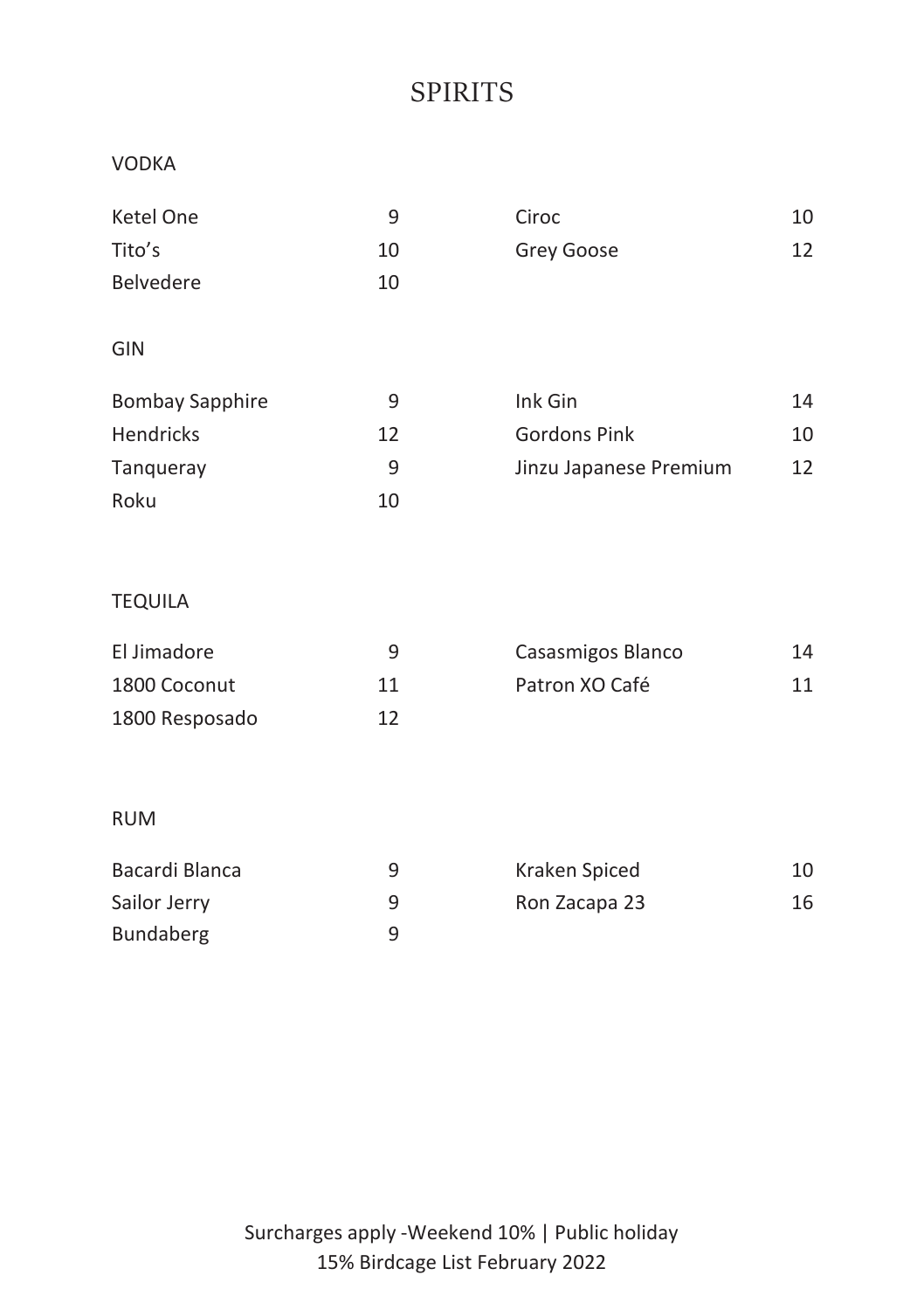# SPIRITS

## VODKA

| Item | Price |
|---|---|
| Ketel One | 9 |
| Tito’s | 10 |
| Belvedere | 10 |
| Ciroc | 10 |
| Grey Goose | 12 |

## GIN

| Item | Price |
|---|---|
| Bombay Sapphire | 9 |
| Hendricks | 12 |
| Tanqueray | 9 |
| Roku | 10 |
| Ink Gin | 14 |
| Gordons Pink | 10 |
| Jinzu Japanese Premium | 12 |

## TEQUILA

| Item | Price |
|---|---|
| El Jimadore | 9 |
| 1800 Coconut | 11 |
| 1800 Resposado | 12 |
| Casasmigos Blanco | 14 |
| Patron XO Café | 11 |

## RUM

| Item | Price |
|---|---|
| Bacardi Blanca | 9 |
| Sailor Jerry | 9 |
| Bundaberg | 9 |
| Kraken Spiced | 10 |
| Ron Zacapa 23 | 16 |

Surcharges apply -Weekend 10% | Public holiday 15% Birdcage List February 2022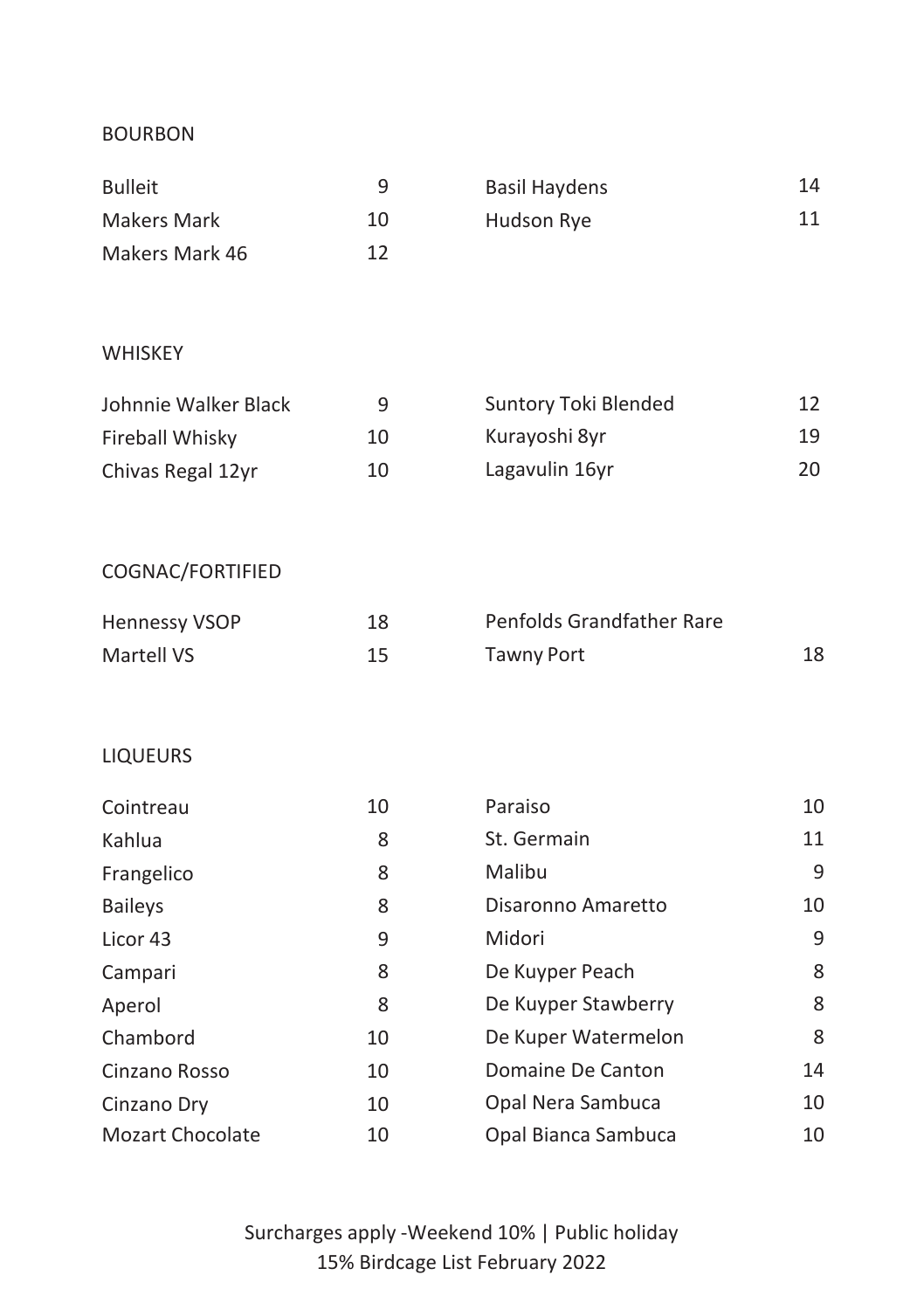## BOURBON

| | | | |
|---|---|---|---|
| Bulleit | 9 | Basil Haydens | 14 |
| Makers Mark | 10 | Hudson Rye | 11 |
| Makers Mark 46 | 12 | | |

## WHISKEY

| | | | |
|---|---|---|---|
| Johnnie Walker Black | 9 | Suntory Toki Blended | 12 |
| Fireball Whisky | 10 | Kurayoshi 8yr | 19 |
| Chivas Regal 12yr | 10 | Lagavulin 16yr | 20 |

## COGNAC/FORTIFIED

| | | | |
|---|---|---|---|
| Hennessy VSOP | 18 | Penfolds Grandfather Rare Tawny Port | 18 |
| Martell VS | 15 | | |

## LIQUEURS

| | | | |
|---|---|---|---|
| Cointreau | 10 | Paraiso | 10 |
| Kahlua | 8 | St. Germain | 11 |
| Frangelico | 8 | Malibu | 9 |
| Baileys | 8 | Disaronno Amaretto | 10 |
| Licor 43 | 9 | Midori | 9 |
| Campari | 8 | De Kuyper Peach | 8 |
| Aperol | 8 | De Kuyper Stawberry | 8 |
| Chambord | 10 | De Kuper Watermelon | 8 |
| Cinzano Rosso | 10 | Domaine De Canton | 14 |
| Cinzano Dry | 10 | Opal Nera Sambuca | 10 |
| Mozart Chocolate | 10 | Opal Bianca Sambuca | 10 |

Surcharges apply -Weekend 10% | Public holiday 15% Birdcage List February 2022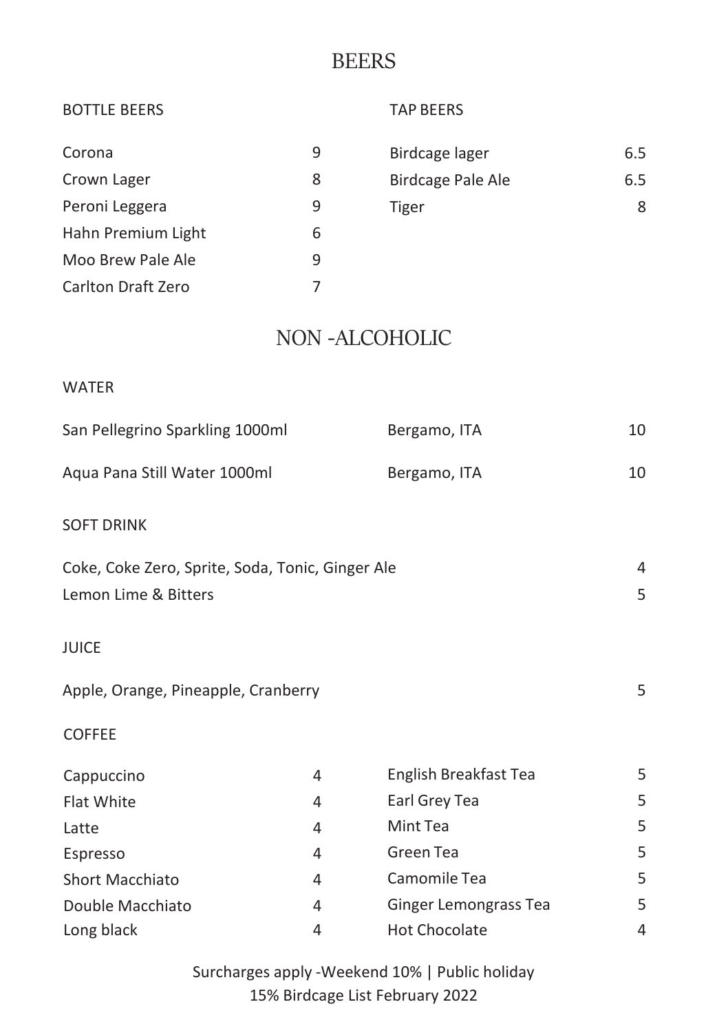# BEERS

## BOTTLE BEERS

| | |
|---|---|
| Corona | 9 |
| Crown Lager | 8 |
| Peroni Leggera | 9 |
| Hahn Premium Light | 6 |
| Moo Brew Pale Ale | 9 |
| Carlton Draft Zero | 7 |

## TAP BEERS

| | |
|---|---|
| Birdcage lager | 6.5 |
| Birdcage Pale Ale | 6.5 |
| Tiger | 8 |

# NON -ALCOHOLIC

## WATER

| | | |
|---|---|---|
| San Pellegrino Sparkling 1000ml | Bergamo, ITA | 10 |
| Aqua Pana Still Water 1000ml | Bergamo, ITA | 10 |

## SOFT DRINK

| | |
|---|---|
| Coke, Coke Zero, Sprite, Soda, Tonic, Ginger Ale | 4 |
| Lemon Lime & Bitters | 5 |

## JUICE

| | |
|---|---|
| Apple, Orange, Pineapple, Cranberry | 5 |

## COFFEE

| | |
|---|---|
| Cappuccino | 4 |
| Flat White | 4 |
| Latte | 4 |
| Espresso | 4 |
| Short Macchiato | 4 |
| Double Macchiato | 4 |
| Long black | 4 |

| | |
|---|---|
| English Breakfast Tea | 5 |
| Earl Grey Tea | 5 |
| Mint Tea | 5 |
| Green Tea | 5 |
| Camomile Tea | 5 |
| Ginger Lemongrass Tea | 5 |
| Hot Chocolate | 4 |

Surcharges apply -Weekend 10% | Public holiday 15% Birdcage List February 2022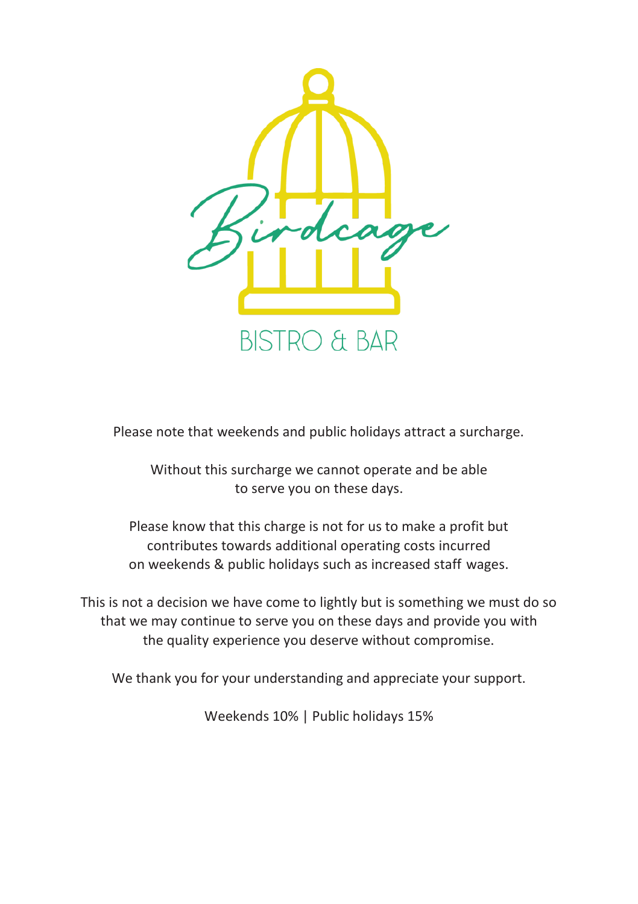Birdcage

BISTRO & BAR

Please note that weekends and public holidays attract a surcharge.

Without this surcharge we cannot operate and be able to serve you on these days.

Please know that this charge is not for us to make a profit but contributes towards additional operating costs incurred on weekends & public holidays such as increased staff wages.

This is not a decision we have come to lightly but is something we must do so that we may continue to serve you on these days and provide you with the quality experience you deserve without compromise.

We thank you for your understanding and appreciate your support.

Weekends 10% | Public holidays 15%